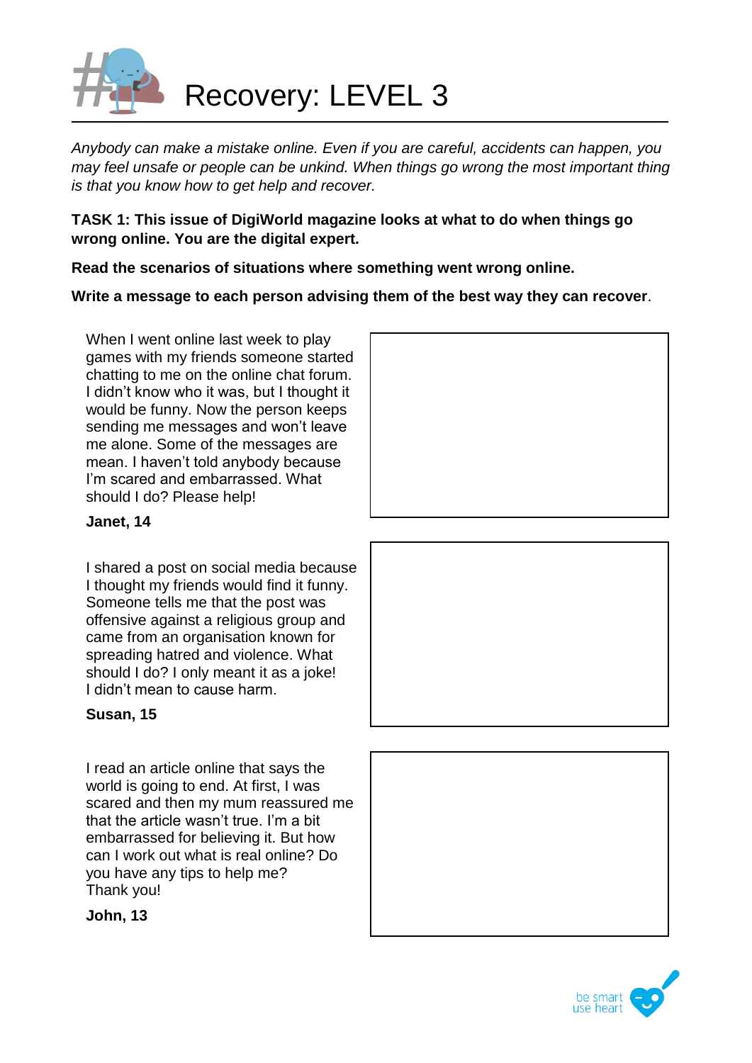# Recovery: LEVEL 3

*Anybody can make a mistake online. Even if you are careful, accidents can happen, you may feel unsafe or people can be unkind. When things go wrong the most important thing is that you know how to get help and recover.*

**TASK 1: This issue of DigiWorld magazine looks at what to do when things go wrong online. You are the digital expert.**

**Read the scenarios of situations where something went wrong online.**

**Write a message to each person advising them of the best way they can recover**.

| Scenario | Your message |
| --- | --- |
| When I went online last week to play games with my friends someone started chatting to me on the online chat forum. I didn't know who it was, but I thought it would be funny. Now the person keeps sending me messages and won't leave me alone. Some of the messages are mean. I haven't told anybody because I'm scared and embarrassed. What should I do? Please help! **Janet, 14** | |
| I shared a post on social media because I thought my friends would find it funny. Someone tells me that the post was offensive against a religious group and came from an organisation known for spreading hatred and violence. What should I do? I only meant it as a joke! I didn't mean to cause harm. **Susan, 15** | |
| I read an article online that says the world is going to end. At first, I was scared and then my mum reassured me that the article wasn't true. I'm a bit embarrassed for believing it. But how can I work out what is real online? Do you have any tips to help me? Thank you! **John, 13** | |

be smart use heart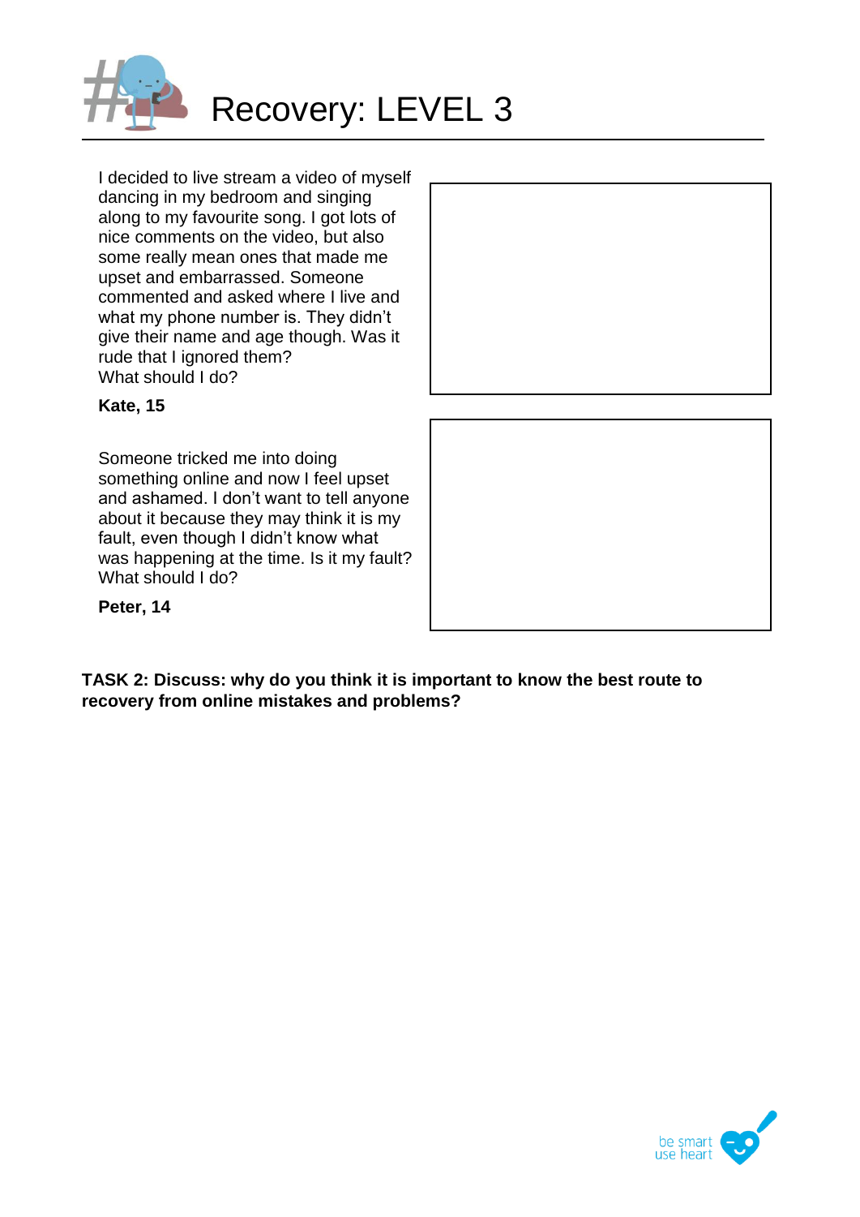# Recovery: LEVEL 3

I decided to live stream a video of myself dancing in my bedroom and singing along to my favourite song. I got lots of nice comments on the video, but also some really mean ones that made me upset and embarrassed. Someone commented and asked where I live and what my phone number is. They didn't give their name and age though. Was it rude that I ignored them?
What should I do?

**Kate, 15**

Someone tricked me into doing something online and now I feel upset and ashamed. I don't want to tell anyone about it because they may think it is my fault, even though I didn't know what was happening at the time. Is it my fault?
What should I do?

**Peter, 14**

**TASK 2: Discuss: why do you think it is important to know the best route to recovery from online mistakes and problems?**

be smart
use heart